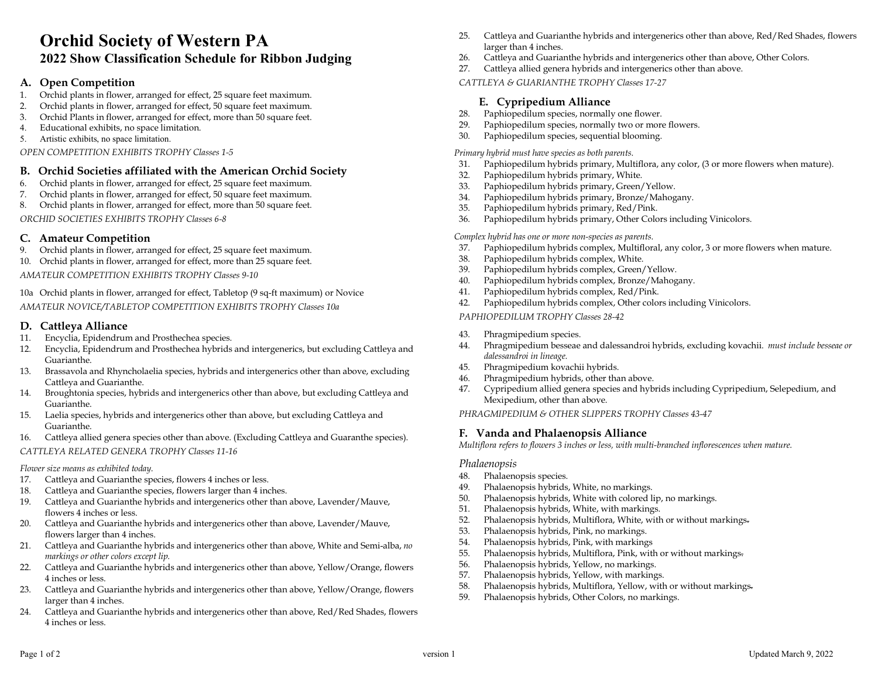# Orchid Society of Western PA

## 2022 Show Classification Schedule for Ribbon Judging

### A. Open Competition

1. Orchid plants in flower, arranged for effect, 25 square feet maximum.
2. Orchid plants in flower, arranged for effect, 50 square feet maximum.
3. Orchid Plants in flower, arranged for effect, more than 50 square feet.
4. Educational exhibits, no space limitation.
5. Artistic exhibits, no space limitation.

*OPEN COMPETITION EXHIBITS TROPHY Classes 1-5*

### B. Orchid Societies affiliated with the American Orchid Society

6. Orchid plants in flower, arranged for effect, 25 square feet maximum.
7. Orchid plants in flower, arranged for effect, 50 square feet maximum.
8. Orchid plants in flower, arranged for effect, more than 50 square feet.

*ORCHID SOCIETIES EXHIBITS TROPHY Classes 6-8*

### C. Amateur Competition

9. Orchid plants in flower, arranged for effect, 25 square feet maximum.
10. Orchid plants in flower, arranged for effect, more than 25 square feet.

*AMATEUR COMPETITION EXHIBITS TROPHY Classes 9-10*

10a Orchid plants in flower, arranged for effect, Tabletop (9 sq-ft maximum) or Novice

*AMATEUR NOVICE/TABLETOP COMPETITION EXHIBITS TROPHY Classes 10a*

### D. Cattleya Alliance

11. Encyclia, Epidendrum and Prosthechea species.
12. Encyclia, Epidendrum and Prosthechea hybrids and intergenerics, but excluding Cattleya and Guarianthe.
13. Brassavola and Rhyncholaelia species, hybrids and intergenerics other than above, excluding Cattleya and Guarianthe.
14. Broughtonia species, hybrids and intergenerics other than above, but excluding Cattleya and Guarianthe.
15. Laelia species, hybrids and intergenerics other than above, but excluding Cattleya and Guarianthe.
16. Cattleya allied genera species other than above. (Excluding Cattleya and Guaranthe species).

*CATTLEYA RELATED GENERA TROPHY Classes 11-16*

*Flower size means as exhibited today.*

17. Cattleya and Guarianthe species, flowers 4 inches or less.
18. Cattleya and Guarianthe species, flowers larger than 4 inches.
19. Cattleya and Guarianthe hybrids and intergenerics other than above, Lavender/Mauve, flowers 4 inches or less.
20. Cattleya and Guarianthe hybrids and intergenerics other than above, Lavender/Mauve, flowers larger than 4 inches.
21. Cattleya and Guarianthe hybrids and intergenerics other than above, White and Semi-alba, *no markings or other colors except lip.*
22. Cattleya and Guarianthe hybrids and intergenerics other than above, Yellow/Orange, flowers 4 inches or less.
23. Cattleya and Guarianthe hybrids and intergenerics other than above, Yellow/Orange, flowers larger than 4 inches.
24. Cattleya and Guarianthe hybrids and intergenerics other than above, Red/Red Shades, flowers 4 inches or less.
25. Cattleya and Guarianthe hybrids and intergenerics other than above, Red/Red Shades, flowers larger than 4 inches.
26. Cattleya and Guarianthe hybrids and intergenerics other than above, Other Colors.
27. Cattleya allied genera hybrids and intergenerics other than above.

*CATTLEYA & GUARIANTHE TROPHY Classes 17-27*

### E. Cypripedium Alliance

28. Paphiopedilum species, normally one flower.
29. Paphiopedilum species, normally two or more flowers.
30. Paphiopedilum species, sequential blooming.

*Primary hybrid must have species as both parents.*

31. Paphiopedilum hybrids primary, Multiflora, any color, (3 or more flowers when mature).
32. Paphiopedilum hybrids primary, White.
33. Paphiopedilum hybrids primary, Green/Yellow.
34. Paphiopedilum hybrids primary, Bronze/Mahogany.
35. Paphiopedilum hybrids primary, Red/Pink.
36. Paphiopedilum hybrids primary, Other Colors including Vinicolors.

*Complex hybrid has one or more non-species as parents.*

37. Paphiopedilum hybrids complex, Multifloral, any color, 3 or more flowers when mature.
38. Paphiopedilum hybrids complex, White.
39. Paphiopedilum hybrids complex, Green/Yellow.
40. Paphiopedilum hybrids complex, Bronze/Mahogany.
41. Paphiopedilum hybrids complex, Red/Pink.
42. Paphiopedilum hybrids complex, Other colors including Vinicolors.

*PAPHIOPEDILUM TROPHY Classes 28-42*

43. Phragmipedium species.
44. Phragmipedium besseae and dalessandroi hybrids, excluding kovachii. *must include besseae or dalessandroi in lineage.*
45. Phragmipedium kovachii hybrids.
46. Phragmipedium hybrids, other than above.
47. Cypripedium allied genera species and hybrids including Cypripedium, Selepedium, and Mexipedium, other than above.

*PHRAGMIPEDIUM & OTHER SLIPPERS TROPHY Classes 43-47*

### F. Vanda and Phalaenopsis Alliance

*Multiflora refers to flowers 3 inches or less, with multi-branched inflorescences when mature.*

*Phalaenopsis*

48. Phalaenopsis species.
49. Phalaenopsis hybrids, White, no markings.
50. Phalaenopsis hybrids, White with colored lip, no markings.
51. Phalaenopsis hybrids, White, with markings.
52. Phalaenopsis hybrids, Multiflora, White, with or without markings.
53. Phalaenopsis hybrids, Pink, no markings.
54. Phalaenopsis hybrids, Pink, with markings
55. Phalaenopsis hybrids, Multiflora, Pink, with or without markings.
56. Phalaenopsis hybrids, Yellow, no markings.
57. Phalaenopsis hybrids, Yellow, with markings.
58. Phalaenopsis hybrids, Multiflora, Yellow, with or without markings.
59. Phalaenopsis hybrids, Other Colors, no markings.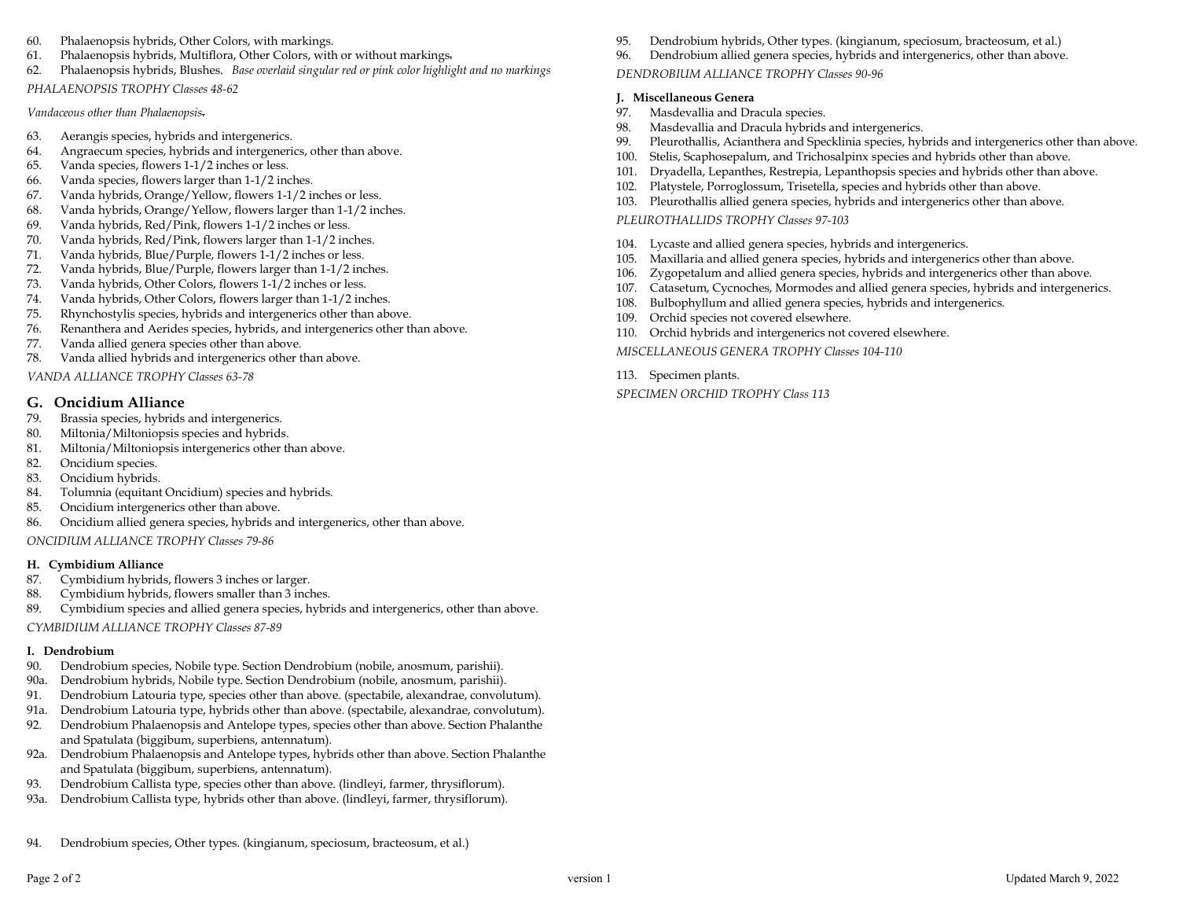60. Phalaenopsis hybrids, Other Colors, with markings.
61. Phalaenopsis hybrids, Multiflora, Other Colors, with or without markings.
62. Phalaenopsis hybrids, Blushes. *Base overlaid singular red or pink color highlight and no markings*

*PHALAENOPSIS TROPHY Classes 48-62*

*Vandaceous other than Phalaenopsis.*

63. Aerangis species, hybrids and intergenerics.
64. Angraecum species, hybrids and intergenerics, other than above.
65. Vanda species, flowers 1-1/2 inches or less.
66. Vanda species, flowers larger than 1-1/2 inches.
67. Vanda hybrids, Orange/Yellow, flowers 1-1/2 inches or less.
68. Vanda hybrids, Orange/Yellow, flowers larger than 1-1/2 inches.
69. Vanda hybrids, Red/Pink, flowers 1-1/2 inches or less.
70. Vanda hybrids, Red/Pink, flowers larger than 1-1/2 inches.
71. Vanda hybrids, Blue/Purple, flowers 1-1/2 inches or less.
72. Vanda hybrids, Blue/Purple, flowers larger than 1-1/2 inches.
73. Vanda hybrids, Other Colors, flowers 1-1/2 inches or less.
74. Vanda hybrids, Other Colors, flowers larger than 1-1/2 inches.
75. Rhynchostylis species, hybrids and intergenerics other than above.
76. Renanthera and Aerides species, hybrids, and intergenerics other than above.
77. Vanda allied genera species other than above.
78. Vanda allied hybrids and intergenerics other than above.

*VANDA ALLIANCE TROPHY Classes 63-78*

## G. Oncidium Alliance

79. Brassia species, hybrids and intergenerics.
80. Miltonia/Miltoniopsis species and hybrids.
81. Miltonia/Miltoniopsis intergenerics other than above.
82. Oncidium species.
83. Oncidium hybrids.
84. Tolumnia (equitant Oncidium) species and hybrids.
85. Oncidium intergenerics other than above.
86. Oncidium allied genera species, hybrids and intergenerics, other than above.

*ONCIDIUM ALLIANCE TROPHY Classes 79-86*

### H. Cymbidium Alliance

87. Cymbidium hybrids, flowers 3 inches or larger.
88. Cymbidium hybrids, flowers smaller than 3 inches.
89. Cymbidium species and allied genera species, hybrids and intergenerics, other than above.

*CYMBIDIUM ALLIANCE TROPHY Classes 87-89*

### I. Dendrobium

90. Dendrobium species, Nobile type. Section Dendrobium (nobile, anosmum, parishii).

90a. Dendrobium hybrids, Nobile type. Section Dendrobium (nobile, anosmum, parishii).

91. Dendrobium Latouria type, species other than above. (spectabile, alexandrae, convolutum).

91a. Dendrobium Latouria type, hybrids other than above. (spectabile, alexandrae, convolutum).

92. Dendrobium Phalaenopsis and Antelope types, species other than above. Section Phalanthe and Spatulata (biggibum, superbiens, antennatum).

92a. Dendrobium Phalaenopsis and Antelope types, hybrids other than above. Section Phalanthe and Spatulata (biggibum, superbiens, antennatum).

93. Dendrobium Callista type, species other than above. (lindleyi, farmer, thrysiflorum).

93a. Dendrobium Callista type, hybrids other than above. (lindleyi, farmer, thrysiflorum).

94. Dendrobium species, Other types. (kingianum, speciosum, bracteosum, et al.)
95. Dendrobium hybrids, Other types. (kingianum, speciosum, bracteosum, et al.)
96. Dendrobium allied genera species, hybrids and intergenerics, other than above.

*DENDROBIUM ALLIANCE TROPHY Classes 90-96*

### J. Miscellaneous Genera

97. Masdevallia and Dracula species.
98. Masdevallia and Dracula hybrids and intergenerics.
99. Pleurothallis, Acianthera and Specklinia species, hybrids and intergenerics other than above.
100. Stelis, Scaphosepalum, and Trichosalpinx species and hybrids other than above.
101. Dryadella, Lepanthes, Restrepia, Lepanthopsis species and hybrids other than above.
102. Platystele, Porroglossum, Trisetella, species and hybrids other than above.
103. Pleurothallis allied genera species, hybrids and intergenerics other than above.

*PLEUROTHALLIDS TROPHY Classes 97-103*

104. Lycaste and allied genera species, hybrids and intergenerics.
105. Maxillaria and allied genera species, hybrids and intergenerics other than above.
106. Zygopetalum and allied genera species, hybrids and intergenerics other than above.
107. Catasetum, Cycnoches, Mormodes and allied genera species, hybrids and intergenerics.
108. Bulbophyllum and allied genera species, hybrids and intergenerics.
109. Orchid species not covered elsewhere.
110. Orchid hybrids and intergenerics not covered elsewhere.

*MISCELLANEOUS GENERA TROPHY Classes 104-110*

113. Specimen plants.

*SPECIMEN ORCHID TROPHY Class 113*